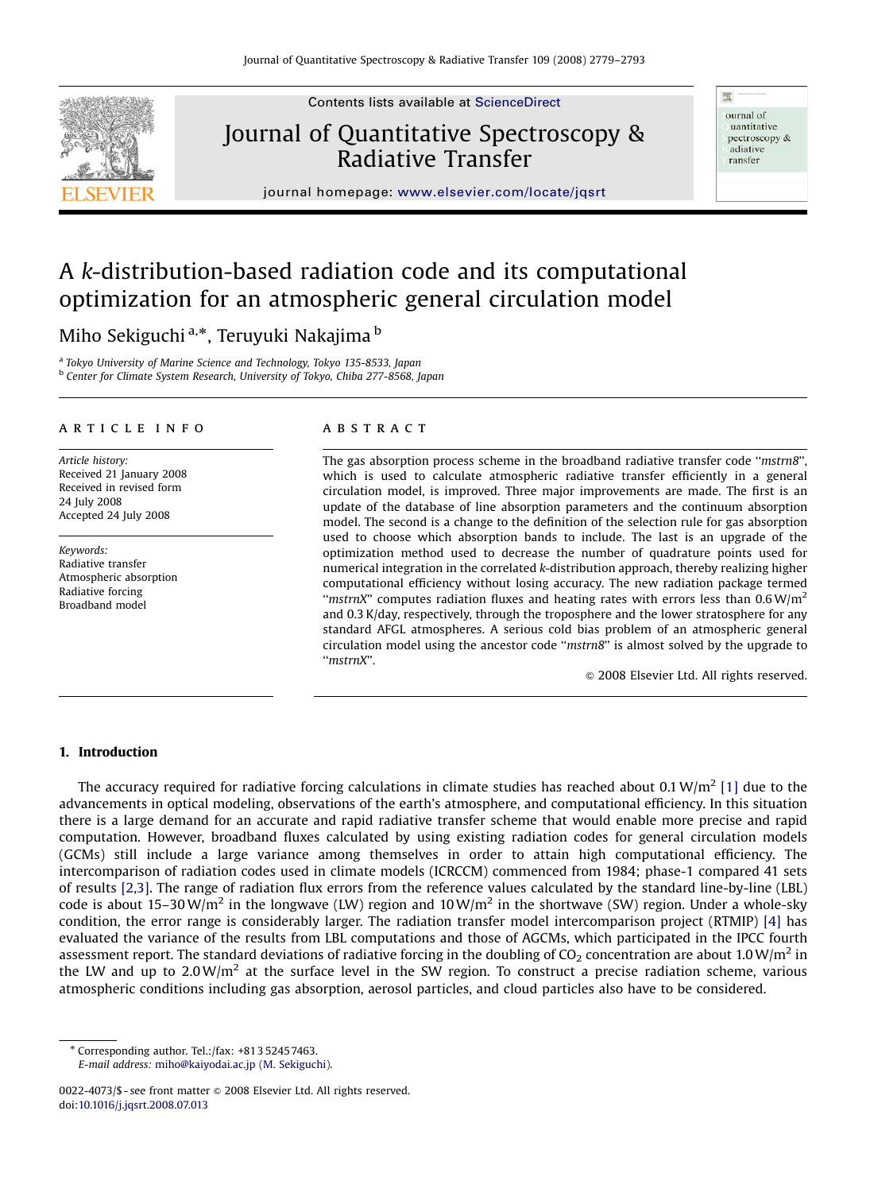# A *k*-distribution-based radiation code and its computational optimization for an atmospheric general circulation model

Miho Sekiguchi [a,*], Teruyuki Nakajima [b]

[a] *Tokyo University of Marine Science and Technology, Tokyo 135-8533, Japan*
[b] *Center for Climate System Research, University of Tokyo, Chiba 277-8568, Japan*

## ARTICLE INFO

*Article history:*
Received 21 January 2008
Received in revised form
24 July 2008
Accepted 24 July 2008

*Keywords:*
Radiative transfer
Atmospheric absorption
Radiative forcing
Broadband model

## ABSTRACT

The gas absorption process scheme in the broadband radiative transfer code "*mstrn8*", which is used to calculate atmospheric radiative transfer efficiently in a general circulation model, is improved. Three major improvements are made. The first is an update of the database of line absorption parameters and the continuum absorption model. The second is a change to the definition of the selection rule for gas absorption used to choose which absorption bands to include. The last is an upgrade of the optimization method used to decrease the number of quadrature points used for numerical integration in the correlated *k*-distribution approach, thereby realizing higher computational efficiency without losing accuracy. The new radiation package termed "*mstrnX*" computes radiation fluxes and heating rates with errors less than 0.6 W/m$^2$ and 0.3 K/day, respectively, through the troposphere and the lower stratosphere for any standard AFGL atmospheres. A serious cold bias problem of an atmospheric general circulation model using the ancestor code "*mstrn8*" is almost solved by the upgrade to "*mstrnX*".

© 2008 Elsevier Ltd. All rights reserved.

## 1. Introduction

The accuracy required for radiative forcing calculations in climate studies has reached about 0.1 W/m$^2$ [1] due to the advancements in optical modeling, observations of the earth's atmosphere, and computational efficiency. In this situation there is a large demand for an accurate and rapid radiative transfer scheme that would enable more precise and rapid computation. However, broadband fluxes calculated by using existing radiation codes for general circulation models (GCMs) still include a large variance among themselves in order to attain high computational efficiency. The intercomparison of radiation codes used in climate models (ICRCCM) commenced from 1984; phase-1 compared 41 sets of results [2,3]. The range of radiation flux errors from the reference values calculated by the standard line-by-line (LBL) code is about 15–30 W/m$^2$ in the longwave (LW) region and 10 W/m$^2$ in the shortwave (SW) region. Under a whole-sky condition, the error range is considerably larger. The radiation transfer model intercomparison project (RTMIP) [4] has evaluated the variance of the results from LBL computations and those of AGCMs, which participated in the IPCC fourth assessment report. The standard deviations of radiative forcing in the doubling of $CO_2$ concentration are about 1.0 W/m$^2$ in the LW and up to 2.0 W/m$^2$ at the surface level in the SW region. To construct a precise radiation scheme, various atmospheric conditions including gas absorption, aerosol particles, and cloud particles also have to be considered.

\* Corresponding author. Tel.:/fax: +81 3 5245 7463.
*E-mail address:* miho@kaiyodai.ac.jp (M. Sekiguchi).

0022-4073/$ - see front matter © 2008 Elsevier Ltd. All rights reserved.
doi:10.1016/j.jqsrt.2008.07.013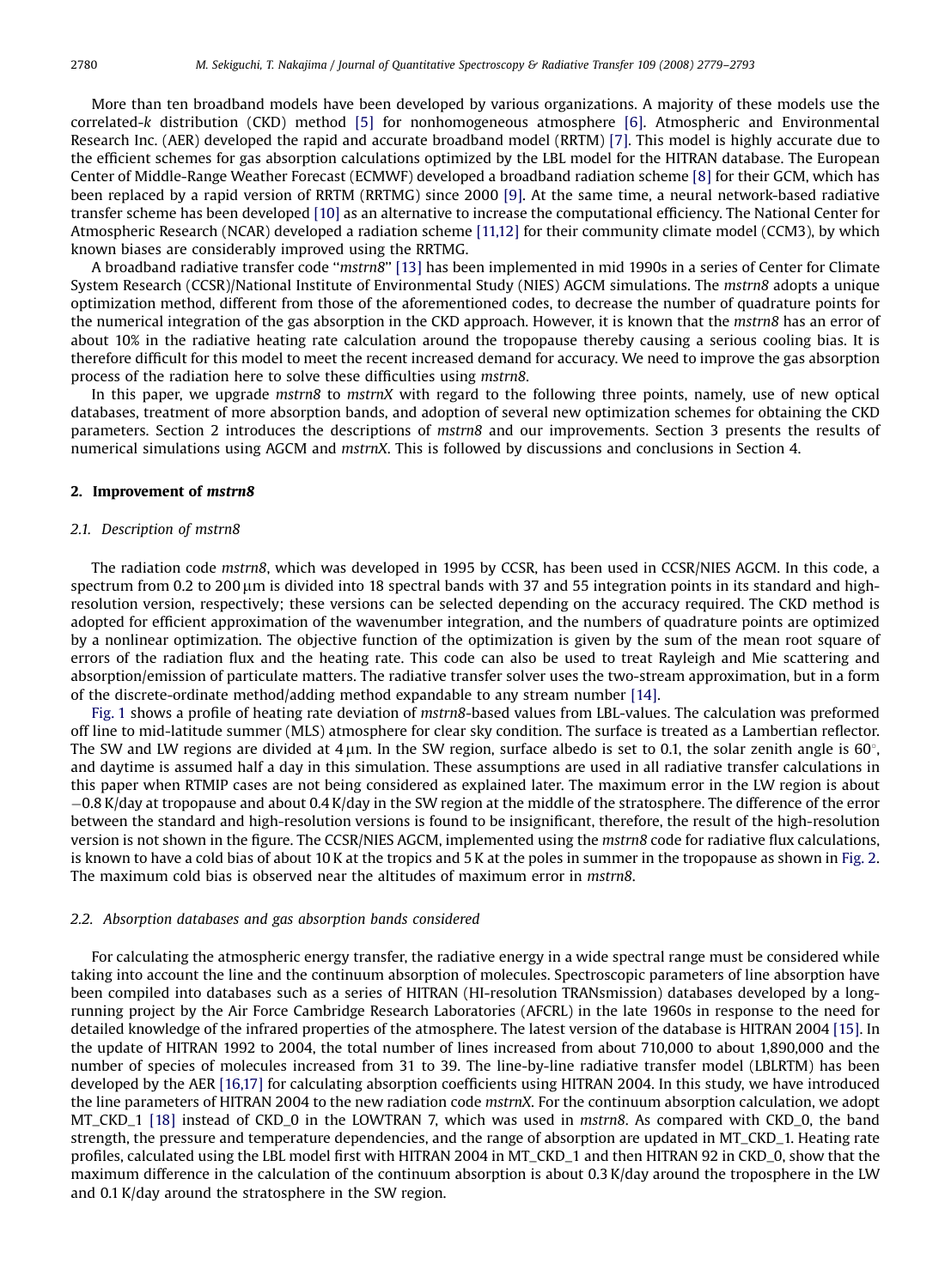More than ten broadband models have been developed by various organizations. A majority of these models use the correlated-*k* distribution (CKD) method [5] for nonhomogeneous atmosphere [6]. Atmospheric and Environmental Research Inc. (AER) developed the rapid and accurate broadband model (RRTM) [7]. This model is highly accurate due to the efficient schemes for gas absorption calculations optimized by the LBL model for the HITRAN database. The European Center of Middle-Range Weather Forecast (ECMWF) developed a broadband radiation scheme [8] for their GCM, which has been replaced by a rapid version of RRTM (RRTMG) since 2000 [9]. At the same time, a neural network-based radiative transfer scheme has been developed [10] as an alternative to increase the computational efficiency. The National Center for Atmospheric Research (NCAR) developed a radiation scheme [11,12] for their community climate model (CCM3), by which known biases are considerably improved using the RRTMG.

A broadband radiative transfer code "*mstrn8*" [13] has been implemented in mid 1990s in a series of Center for Climate System Research (CCSR)/National Institute of Environmental Study (NIES) AGCM simulations. The *mstrn8* adopts a unique optimization method, different from those of the aforementioned codes, to decrease the number of quadrature points for the numerical integration of the gas absorption in the CKD approach. However, it is known that the *mstrn8* has an error of about 10% in the radiative heating rate calculation around the tropopause thereby causing a serious cooling bias. It is therefore difficult for this model to meet the recent increased demand for accuracy. We need to improve the gas absorption process of the radiation here to solve these difficulties using *mstrn8*.

In this paper, we upgrade *mstrn8* to *mstrnX* with regard to the following three points, namely, use of new optical databases, treatment of more absorption bands, and adoption of several new optimization schemes for obtaining the CKD parameters. Section 2 introduces the descriptions of *mstrn8* and our improvements. Section 3 presents the results of numerical simulations using AGCM and *mstrnX*. This is followed by discussions and conclusions in Section 4.

## 2. Improvement of *mstrn8*

### 2.1. Description of mstrn8

The radiation code *mstrn8*, which was developed in 1995 by CCSR, has been used in CCSR/NIES AGCM. In this code, a spectrum from 0.2 to 200 μm is divided into 18 spectral bands with 37 and 55 integration points in its standard and high-resolution version, respectively; these versions can be selected depending on the accuracy required. The CKD method is adopted for efficient approximation of the wavenumber integration, and the numbers of quadrature points are optimized by a nonlinear optimization. The objective function of the optimization is given by the sum of the mean root square of errors of the radiation flux and the heating rate. This code can also be used to treat Rayleigh and Mie scattering and absorption/emission of particulate matters. The radiative transfer solver uses the two-stream approximation, but in a form of the discrete-ordinate method/adding method expandable to any stream number [14].

Fig. 1 shows a profile of heating rate deviation of *mstrn8*-based values from LBL-values. The calculation was preformed off line to mid-latitude summer (MLS) atmosphere for clear sky condition. The surface is treated as a Lambertian reflector. The SW and LW regions are divided at 4 μm. In the SW region, surface albedo is set to 0.1, the solar zenith angle is 60°, and daytime is assumed half a day in this simulation. These assumptions are used in all radiative transfer calculations in this paper when RTMIP cases are not being considered as explained later. The maximum error in the LW region is about −0.8 K/day at tropopause and about 0.4 K/day in the SW region at the middle of the stratosphere. The difference of the error between the standard and high-resolution versions is found to be insignificant, therefore, the result of the high-resolution version is not shown in the figure. The CCSR/NIES AGCM, implemented using the *mstrn8* code for radiative flux calculations, is known to have a cold bias of about 10 K at the tropics and 5 K at the poles in summer in the tropopause as shown in Fig. 2. The maximum cold bias is observed near the altitudes of maximum error in *mstrn8*.

### 2.2. Absorption databases and gas absorption bands considered

For calculating the atmospheric energy transfer, the radiative energy in a wide spectral range must be considered while taking into account the line and the continuum absorption of molecules. Spectroscopic parameters of line absorption have been compiled into databases such as a series of HITRAN (HI-resolution TRANsmission) databases developed by a long-running project by the Air Force Cambridge Research Laboratories (AFCRL) in the late 1960s in response to the need for detailed knowledge of the infrared properties of the atmosphere. The latest version of the database is HITRAN 2004 [15]. In the update of HITRAN 1992 to 2004, the total number of lines increased from about 710,000 to about 1,890,000 and the number of species of molecules increased from 31 to 39. The line-by-line radiative transfer model (LBLRTM) has been developed by the AER [16,17] for calculating absorption coefficients using HITRAN 2004. In this study, we have introduced the line parameters of HITRAN 2004 to the new radiation code *mstrnX*. For the continuum absorption calculation, we adopt MT_CKD_1 [18] instead of CKD_0 in the LOWTRAN 7, which was used in *mstrn8*. As compared with CKD_0, the band strength, the pressure and temperature dependencies, and the range of absorption are updated in MT_CKD_1. Heating rate profiles, calculated using the LBL model first with HITRAN 2004 in MT_CKD_1 and then HITRAN 92 in CKD_0, show that the maximum difference in the calculation of the continuum absorption is about 0.3 K/day around the troposphere in the LW and 0.1 K/day around the stratosphere in the SW region.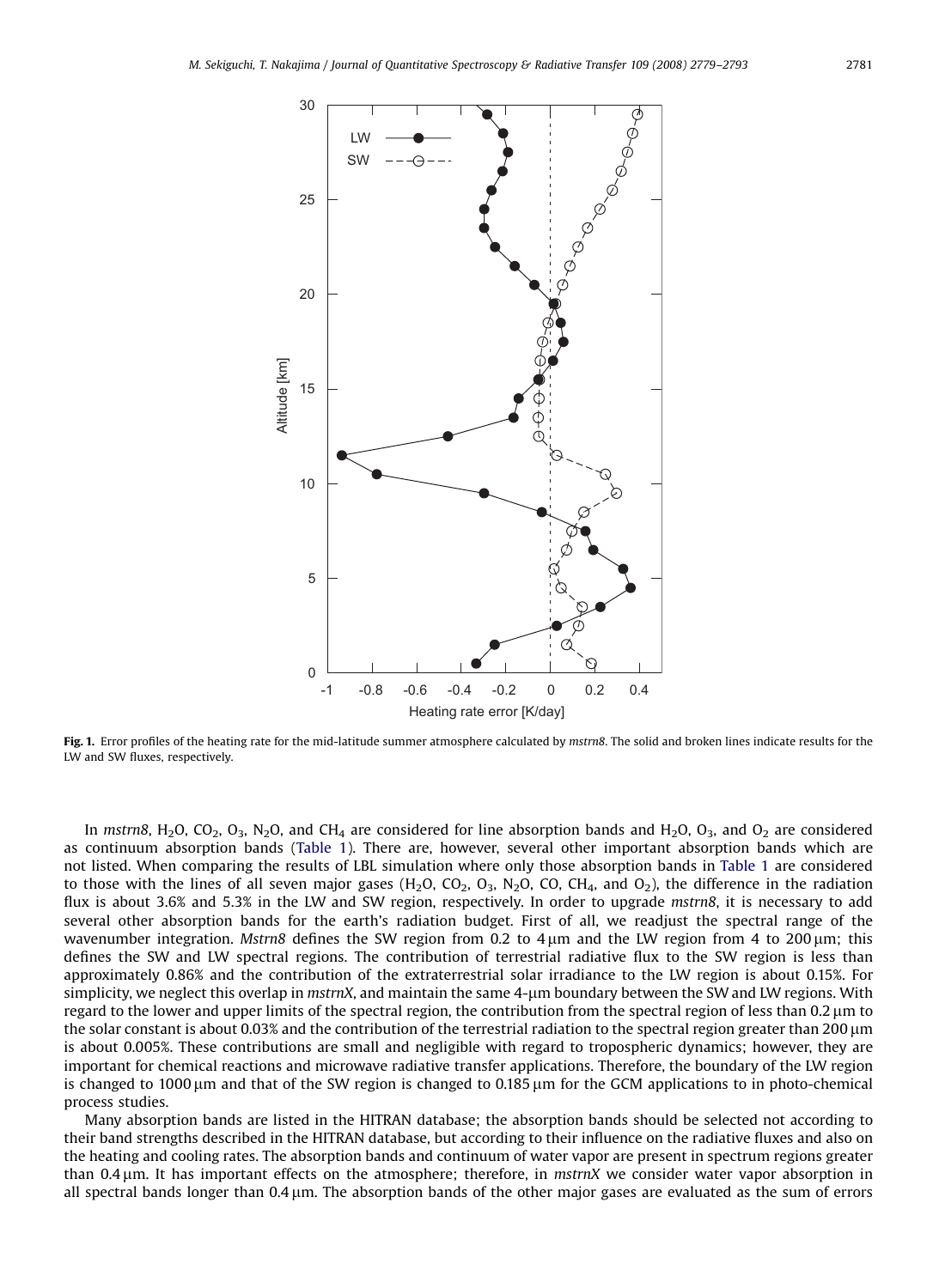**Fig. 1.** Error profiles of the heating rate for the mid-latitude summer atmosphere calculated by *mstrn8*. The solid and broken lines indicate results for the LW and SW fluxes, respectively.

In *mstrn8*, $H_2O$, $CO_2$, $O_3$, $N_2O$, and $CH_4$ are considered for line absorption bands and $H_2O$, $O_3$, and $O_2$ are considered as continuum absorption bands (Table 1). There are, however, several other important absorption bands which are not listed. When comparing the results of LBL simulation where only those absorption bands in Table 1 are considered to those with the lines of all seven major gases ($H_2O$, $CO_2$, $O_3$, $N_2O$, CO, $CH_4$, and $O_2$), the difference in the radiation flux is about 3.6% and 5.3% in the LW and SW region, respectively. In order to upgrade *mstrn8*, it is necessary to add several other absorption bands for the earth's radiation budget. First of all, we readjust the spectral range of the wavenumber integration. *Mstrn8* defines the SW region from 0.2 to 4 μm and the LW region from 4 to 200 μm; this defines the SW and LW spectral regions. The contribution of terrestrial radiative flux to the SW region is less than approximately 0.86% and the contribution of the extraterrestrial solar irradiance to the LW region is about 0.15%. For simplicity, we neglect this overlap in *mstrnX*, and maintain the same 4-μm boundary between the SW and LW regions. With regard to the lower and upper limits of the spectral region, the contribution from the spectral region of less than 0.2 μm to the solar constant is about 0.03% and the contribution of the terrestrial radiation to the spectral region greater than 200 μm is about 0.005%. These contributions are small and negligible with regard to tropospheric dynamics; however, they are important for chemical reactions and microwave radiative transfer applications. Therefore, the boundary of the LW region is changed to 1000 μm and that of the SW region is changed to 0.185 μm for the GCM applications to in photo-chemical process studies.

Many absorption bands are listed in the HITRAN database; the absorption bands should be selected not according to their band strengths described in the HITRAN database, but according to their influence on the radiative fluxes and also on the heating and cooling rates. The absorption bands and continuum of water vapor are present in spectrum regions greater than 0.4 μm. It has important effects on the atmosphere; therefore, in *mstrnX* we consider water vapor absorption in all spectral bands longer than 0.4 μm. The absorption bands of the other major gases are evaluated as the sum of errors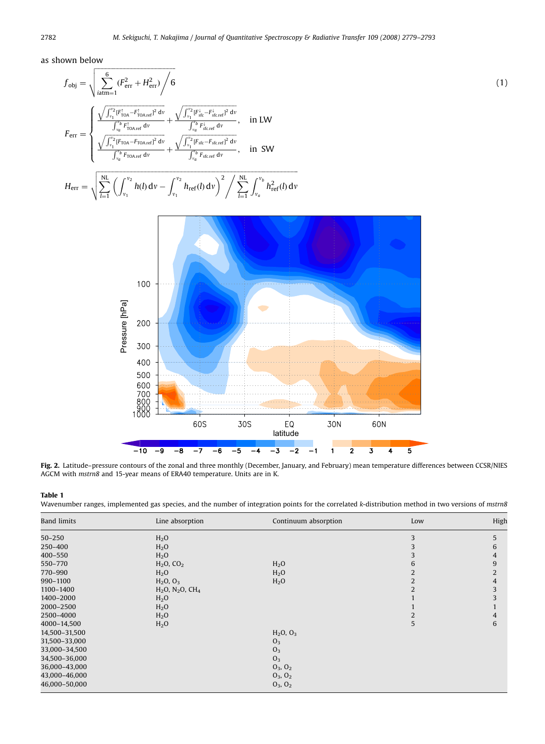as shown below

$$f_{\mathrm{obj}} = \sqrt{\sum_{iatm=1}^{6} (F_{\mathrm{err}}^2 + H_{\mathrm{err}}^2) \bigg/ 6} \tag{1}$$

$$F_{\mathrm{err}} = \begin{cases} \dfrac{\sqrt{\int_{v_1}^{v_2} [F^{\uparrow}_{\mathrm{TOA}} - F^{\uparrow}_{\mathrm{TOA.ref}}]^2 \, \mathrm{d}v}}{\int_{v_a}^{v_b} F^{\uparrow}_{\mathrm{TOA.ref}} \, \mathrm{d}v} + \dfrac{\sqrt{\int_{v_1}^{v_2} [F^{\downarrow}_{\mathrm{sfc}} - F^{\downarrow}_{\mathrm{sfc.ref}}]^2 \, \mathrm{d}v}}{\int_{v_a}^{v_b} F^{\downarrow}_{\mathrm{sfc.ref}} \, \mathrm{d}v}, & \text{in LW} \\[2ex] \dfrac{\sqrt{\int_{v_1}^{v_2} [F_{\mathrm{TOA}} - F_{\mathrm{TOA.ref}}]^2 \, \mathrm{d}v}}{\int_{v_a}^{v_b} F_{\mathrm{TOA.ref}} \, \mathrm{d}v} + \dfrac{\sqrt{\int_{v_1}^{v_2} [F_{\mathrm{sfc}} - F_{\mathrm{sfc.ref}}]^2 \, \mathrm{d}v}}{\int_{v_a}^{v_b} F_{\mathrm{sfc.ref}} \, \mathrm{d}v}, & \text{in SW} \end{cases}$$

$$H_{\mathrm{err}} = \sqrt{\sum_{l=1}^{\mathrm{NL}} \left( \int_{v_1}^{v_2} h(l) \, \mathrm{d}v - \int_{v_1}^{v_2} h_{\mathrm{ref}}(l) \, \mathrm{d}v \right)^2 \bigg/ \sum_{l=1}^{\mathrm{NL}} \int_{v_a}^{v_b} h^2_{\mathrm{ref}}(l) \, \mathrm{d}v}$$

**Fig. 2.** Latitude–pressure contours of the zonal and three monthly (December, January, and February) mean temperature differences between CCSR/NIES AGCM with *mstrn8* and 15-year means of ERA40 temperature. Units are in K.

**Table 1**
Wavenumber ranges, implemented gas species, and the number of integration points for the correlated *k*-distribution method in two versions of *mstrn8*

| Band limits | Line absorption | Continuum absorption | Low | High |
|---|---|---|---|---|
| 50–250 | $H_2O$ | | 3 | 5 |
| 250–400 | $H_2O$ | | 3 | 6 |
| 400–550 | $H_2O$ | | 3 | 4 |
| 550–770 | $H_2O$, $CO_2$ | $H_2O$ | 6 | 9 |
| 770–990 | $H_2O$ | $H_2O$ | 2 | 2 |
| 990–1100 | $H_2O$, $O_3$ | $H_2O$ | 2 | 4 |
| 1100–1400 | $H_2O$, $N_2O$, $CH_4$ | | 2 | 3 |
| 1400–2000 | $H_2O$ | | 1 | 3 |
| 2000–2500 | $H_2O$ | | 1 | 1 |
| 2500–4000 | $H_2O$ | | 2 | 4 |
| 4000–14,500 | $H_2O$ | | 5 | 6 |
| 14,500–31,500 | | $H_2O$, $O_3$ | | |
| 31,500–33,000 | | $O_3$ | | |
| 33,000–34,500 | | $O_3$ | | |
| 34,500–36,000 | | $O_3$ | | |
| 36,000–43,000 | | $O_3$, $O_2$ | | |
| 43,000–46,000 | | $O_3$, $O_2$ | | |
| 46,000–50,000 | | $O_3$, $O_2$ | | |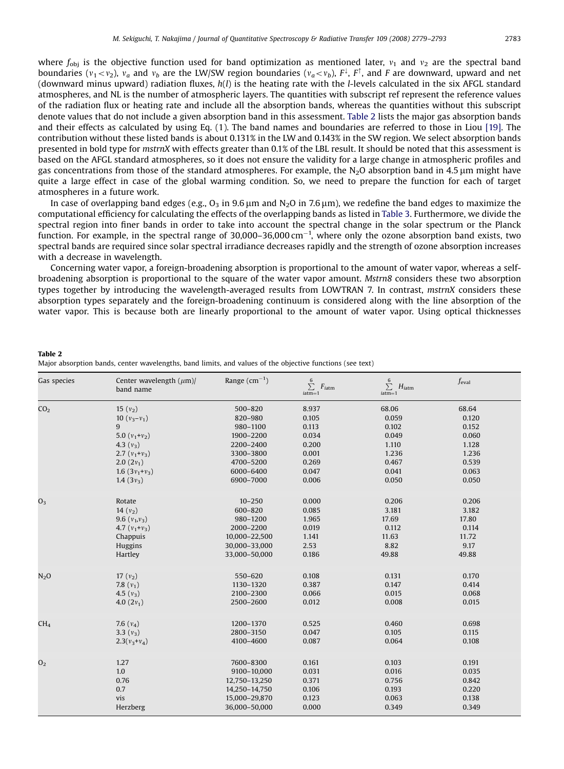where $f_{obj}$ is the objective function used for band optimization as mentioned later, $\nu_1$ and $\nu_2$ are the spectral band boundaries ($\nu_1 < \nu_2$), $\nu_a$ and $\nu_b$ are the LW/SW region boundaries ($\nu_a < \nu_b$), $F^{\downarrow}$, $F^{\uparrow}$, and $F$ are downward, upward and net (downward minus upward) radiation fluxes, $h(l)$ is the heating rate with the $l$-levels calculated in the six AFGL standard atmospheres, and NL is the number of atmospheric layers. The quantities with subscript ref represent the reference values of the radiation flux or heating rate and include all the absorption bands, whereas the quantities without this subscript denote values that do not include a given absorption band in this assessment. Table 2 lists the major gas absorption bands and their effects as calculated by using Eq. (1). The band names and boundaries are referred to those in Liou [19]. The contribution without these listed bands is about 0.131% in the LW and 0.143% in the SW region. We select absorption bands presented in bold type for *mstrnX* with effects greater than 0.1% of the LBL result. It should be noted that this assessment is based on the AFGL standard atmospheres, so it does not ensure the validity for a large change in atmospheric profiles and gas concentrations from those of the standard atmospheres. For example, the $N_2O$ absorption band in 4.5 μm might have quite a large effect in case of the global warming condition. So, we need to prepare the function for each of target atmospheres in a future work.

In case of overlapping band edges (e.g., $O_3$ in 9.6 μm and $N_2O$ in 7.6 μm), we redefine the band edges to maximize the computational efficiency for calculating the effects of the overlapping bands as listed in Table 3. Furthermore, we divide the spectral region into finer bands in order to take into account the spectral change in the solar spectrum or the Planck function. For example, in the spectral range of 30,000–36,000 cm$^{-1}$, where only the ozone absorption band exists, two spectral bands are required since solar spectral irradiance decreases rapidly and the strength of ozone absorption increases with a decrease in wavelength.

Concerning water vapor, a foreign-broadening absorption is proportional to the amount of water vapor, whereas a self-broadening absorption is proportional to the square of the water vapor amount. *Mstrn8* considers these two absorption types together by introducing the wavelength-averaged results from LOWTRAN 7. In contrast, *mstrnX* considers these absorption types separately and the foreign-broadening continuum is considered along with the line absorption of the water vapor. This is because both are linearly proportional to the amount of water vapor. Using optical thicknesses

**Table 2**
Major absorption bands, center wavelengths, band limits, and values of the objective functions (see text)

| Gas species | Center wavelength (μm)/ band name | Range (cm$^{-1}$) | $\sum_{iatm=1}^{6} F_{iatm}$ | $\sum_{iatm=1}^{6} H_{iatm}$ | $f_{eval}$ |
|---|---|---|---|---|---|
| $CO_2$ | 15 ($\nu_2$) | 500–820 | 8.937 | 68.06 | 68.64 |
| | 10 ($\nu_3$–$\nu_1$) | 820–980 | 0.105 | 0.059 | 0.120 |
| | 9 | 980–1100 | 0.113 | 0.102 | 0.152 |
| | 5.0 ($\nu_1$+$\nu_2$) | 1900–2200 | 0.034 | 0.049 | 0.060 |
| | 4.3 ($\nu_3$) | 2200–2400 | 0.200 | 1.110 | 1.128 |
| | 2.7 ($\nu_1$+$\nu_3$) | 3300–3800 | 0.001 | 1.236 | 1.236 |
| | 2.0 (2$\nu_1$) | 4700–5200 | 0.269 | 0.467 | 0.539 |
| | 1.6 (3$\nu_1$+$\nu_3$) | 6000–6400 | 0.047 | 0.041 | 0.063 |
| | 1.4 (3$\nu_3$) | 6900–7000 | 0.006 | 0.050 | 0.050 |
| $O_3$ | Rotate | 10–250 | 0.000 | 0.206 | 0.206 |
| | 14 ($\nu_2$) | 600–820 | 0.085 | 3.181 | 3.182 |
| | 9.6 ($\nu_1$,$\nu_3$) | 980–1200 | 1.965 | 17.69 | 17.80 |
| | 4.7 ($\nu_1$+$\nu_3$) | 2000–2200 | 0.019 | 0.112 | 0.114 |
| | Chappuis | 10,000–22,500 | 1.141 | 11.63 | 11.72 |
| | Huggins | 30,000–33,000 | 2.53 | 8.82 | 9.17 |
| | Hartley | 33,000–50,000 | 0.186 | 49.88 | 49.88 |
| $N_2O$ | 17 ($\nu_2$) | 550–620 | 0.108 | 0.131 | 0.170 |
| | 7.8 ($\nu_1$) | 1130–1320 | 0.387 | 0.147 | 0.414 |
| | 4.5 ($\nu_3$) | 2100–2300 | 0.066 | 0.015 | 0.068 |
| | 4.0 (2$\nu_1$) | 2500–2600 | 0.012 | 0.008 | 0.015 |
| $CH_4$ | 7.6 ($\nu_4$) | 1200–1370 | 0.525 | 0.460 | 0.698 |
| | 3.3 ($\nu_3$) | 2800–3150 | 0.047 | 0.105 | 0.115 |
| | 2.3($\nu_3$+$\nu_4$) | 4100–4600 | 0.087 | 0.064 | 0.108 |
| $O_2$ | 1.27 | 7600–8300 | 0.161 | 0.103 | 0.191 |
| | 1.0 | 9100–10,000 | 0.031 | 0.016 | 0.035 |
| | 0.76 | 12,750–13,250 | 0.371 | 0.756 | 0.842 |
| | 0.7 | 14,250–14,750 | 0.106 | 0.193 | 0.220 |
| | vis | 15,000–29,870 | 0.123 | 0.063 | 0.138 |
| | Herzberg | 36,000–50,000 | 0.000 | 0.349 | 0.349 |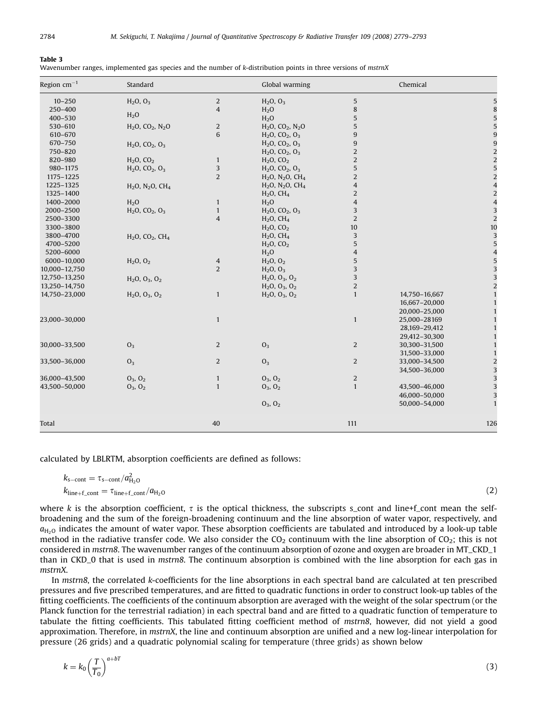**Table 3**
Wavenumber ranges, implemented gas species and the number of *k*-distribution points in three versions of *mstrnX*

| Region $cm^{-1}$ | Standard | | Global warming | | Chemical | |
|---|---|---|---|---|---|---|
| 10–250 | $H_2O$, $O_3$ | 2 | $H_2O$, $O_3$ | 5 | | 5 |
| 250–400 | $H_2O$ | 4 | $H_2O$ | 8 | | 8 |
| 400–530 | | | $H_2O$ | 5 | | 5 |
| 530–610 | $H_2O$, $CO_2$, $N_2O$ | 2 | $H_2O$, $CO_2$, $N_2O$ | 5 | | 5 |
| 610–670 | | 6 | $H_2O$, $CO_2$, $O_3$ | 9 | | 9 |
| 670–750 | $H_2O$, $CO_2$, $O_3$ | | $H_2O$, $CO_2$, $O_3$ | 9 | | 9 |
| 750–820 | | | $H_2O$, $CO_2$, $O_3$ | 2 | | 2 |
| 820–980 | $H_2O$, $CO_2$ | 1 | $H_2O$, $CO_2$ | 2 | | 2 |
| 980–1175 | $H_2O$, $CO_2$, $O_3$ | 3 | $H_2O$, $CO_2$, $O_3$ | 5 | | 5 |
| 1175–1225 | | 2 | $H_2O$, $N_2O$, $CH_4$ | 2 | | 2 |
| 1225–1325 | $H_2O$, $N_2O$, $CH_4$ | | $H_2O$, $N_2O$, $CH_4$ | 4 | | 4 |
| 1325–1400 | | | $H_2O$, $CH_4$ | 2 | | 2 |
| 1400–2000 | $H_2O$ | 1 | $H_2O$ | 4 | | 4 |
| 2000–2500 | $H_2O$, $CO_2$, $O_3$ | 1 | $H_2O$, $CO_2$, $O_3$ | 3 | | 3 |
| 2500–3300 | | 4 | $H_2O$, $CH_4$ | 2 | | 2 |
| 3300–3800 | | | $H_2O$, $CO_2$ | 10 | | 10 |
| 3800–4700 | $H_2O$, $CO_2$, $CH_4$ | | $H_2O$, $CH_4$ | 3 | | 3 |
| 4700–5200 | | | $H_2O$, $CO_2$ | 5 | | 5 |
| 5200–6000 | | | $H_2O$ | 4 | | 4 |
| 6000–10,000 | $H_2O$, $O_2$ | 4 | $H_2O$, $O_2$ | 5 | | 5 |
| 10,000–12,750 | | 2 | $H_2O$, $O_3$ | 3 | | 3 |
| 12,750–13,250 | $H_2O$, $O_3$, $O_2$ | | $H_2O$, $O_3$, $O_2$ | 3 | | 3 |
| 13,250–14,750 | | | $H_2O$, $O_3$, $O_2$ | 2 | | 2 |
| 14,750–23,000 | $H_2O$, $O_3$, $O_2$ | 1 | $H_2O$, $O_3$, $O_2$ | 1 | 14,750–16,667 | 1 |
| | | | | | 16,667–20,000 | 1 |
| | | | | | 20,000–25,000 | 1 |
| 23,000–30,000 | | 1 | | 1 | 25,000–28169 | 1 |
| | | | | | 28,169–29,412 | 1 |
| | | | | | 29,412–30,300 | 1 |
| 30,000–33,500 | $O_3$ | 2 | $O_3$ | 2 | 30,300–31,500 | 1 |
| | | | | | 31,500–33,000 | 1 |
| 33,500–36,000 | $O_3$ | 2 | $O_3$ | 2 | 33,000–34,500 | 2 |
| | | | | | 34,500–36,000 | 3 |
| 36,000–43,500 | $O_3$, $O_2$ | 1 | $O_3$, $O_2$ | 2 | | 3 |
| 43,500–50,000 | $O_3$, $O_2$ | 1 | $O_3$, $O_2$ | 1 | 43,500–46,000 | 3 |
| | | | | | 46,000–50,000 | 3 |
| | | | $O_3$, $O_2$ | | 50,000–54,000 | 1 |
| Total | | 40 | | 111 | | 126 |

calculated by LBLRTM, absorption coefficients are defined as follows:

$$
\begin{aligned}
k_{\text{s-cont}} &= \tau_{\text{s-cont}}/a_{H_2O}^2 \\
k_{\text{line+f\_cont}} &= \tau_{\text{line+f\_cont}}/a_{H_2O}
\end{aligned}
\tag{2}
$$

where *k* is the absorption coefficient, $\tau$ is the optical thickness, the subscripts s_cont and line+f_cont mean the self-broadening and the sum of the foreign-broadening continuum and the line absorption of water vapor, respectively, and $a_{H_2O}$ indicates the amount of water vapor. These absorption coefficients are tabulated and introduced by a look-up table method in the radiative transfer code. We also consider the $CO_2$ continuum with the line absorption of $CO_2$; this is not considered in *mstrn8*. The wavenumber ranges of the continuum absorption of ozone and oxygen are broader in MT_CKD_1 than in CKD_0 that is used in *mstrn8*. The continuum absorption is combined with the line absorption for each gas in *mstrnX*.

In *mstrn8*, the correlated *k*-coefficients for the line absorptions in each spectral band are calculated at ten prescribed pressures and five prescribed temperatures, and are fitted to quadratic functions in order to construct look-up tables of the fitting coefficients. The coefficients of the continuum absorption are averaged with the weight of the solar spectrum (or the Planck function for the terrestrial radiation) in each spectral band and are fitted to a quadratic function of temperature to tabulate the fitting coefficients. This tabulated fitting coefficient method of *mstrn8*, however, did not yield a good approximation. Therefore, in *mstrnX*, the line and continuum absorption are unified and a new log-linear interpolation for pressure (26 grids) and a quadratic polynomial scaling for temperature (three grids) as shown below

$$
k = k_0\left(\frac{T}{T_0}\right)^{a+bT}
\tag{3}
$$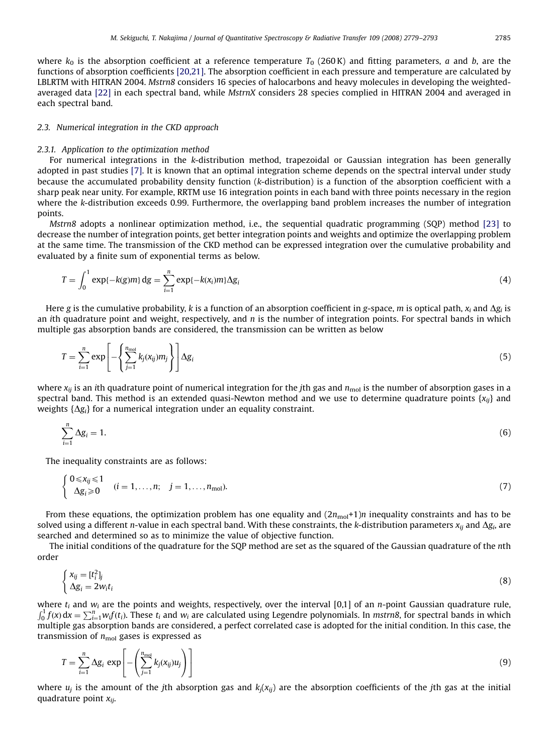where $k_0$ is the absorption coefficient at a reference temperature $T_0$ (260 K) and fitting parameters, $a$ and $b$, are the functions of absorption coefficients [20,21]. The absorption coefficient in each pressure and temperature are calculated by LBLRTM with HITRAN 2004. *Mstrn8* considers 16 species of halocarbons and heavy molecules in developing the weighted-averaged data [22] in each spectral band, while *MstrnX* considers 28 species complied in HITRAN 2004 and averaged in each spectral band.

### 2.3. Numerical integration in the CKD approach

#### 2.3.1. Application to the optimization method

For numerical integrations in the *k*-distribution method, trapezoidal or Gaussian integration has been generally adopted in past studies [7]. It is known that an optimal integration scheme depends on the spectral interval under study because the accumulated probability density function (*k*-distribution) is a function of the absorption coefficient with a sharp peak near unity. For example, RRTM use 16 integration points in each band with three points necessary in the region where the *k*-distribution exceeds 0.99. Furthermore, the overlapping band problem increases the number of integration points.

*Mstrn8* adopts a nonlinear optimization method, i.e., the sequential quadratic programming (SQP) method [23] to decrease the number of integration points, get better integration points and weights and optimize the overlapping problem at the same time. The transmission of the CKD method can be expressed integration over the cumulative probability and evaluated by a finite sum of exponential terms as below.

$$T = \int_0^1 \exp\{-k(g)m\}\,\mathrm{d}g = \sum_{i=1}^{n} \exp\{-k(x_i)m\}\Delta g_i \tag{4}$$

Here $g$ is the cumulative probability, $k$ is a function of an absorption coefficient in $g$-space, $m$ is optical path, $x_i$ and $\Delta g_i$ is an $i$th quadrature point and weight, respectively, and $n$ is the number of integration points. For spectral bands in which multiple gas absorption bands are considered, the transmission can be written as below

$$T = \sum_{i=1}^{n} \exp\left[-\left\{\sum_{j=1}^{n_{\mathrm{mol}}} k_j(x_{ij})m_j\right\}\right]\Delta g_i \tag{5}$$

where $x_{ij}$ is an $i$th quadrature point of numerical integration for the $j$th gas and $n_{\mathrm{mol}}$ is the number of absorption gases in a spectral band. This method is an extended quasi-Newton method and we use to determine quadrature points $\{x_{ij}\}$ and weights $\{\Delta g_i\}$ for a numerical integration under an equality constraint.

$$\sum_{i=1}^{n} \Delta g_i = 1. \tag{6}$$

The inequality constraints are as follows:

$$\begin{cases} 0 \leqslant x_{ij} \leqslant 1 \\ \Delta g_i \geqslant 0 \end{cases} \quad (i = 1, \ldots, n; \quad j = 1, \ldots, n_{\mathrm{mol}}). \tag{7}$$

From these equations, the optimization problem has one equality and $(2n_{\mathrm{mol}}+1)n$ inequality constraints and has to be solved using a different $n$-value in each spectral band. With these constraints, the *k*-distribution parameters $x_{ij}$ and $\Delta g_i$, are searched and determined so as to minimize the value of objective function.

The initial conditions of the quadrature for the SQP method are set as the squared of the Gaussian quadrature of the $n$th order

$$\begin{cases} x_{ij} = [t_i^2]_j \\ \Delta g_i = 2w_i t_i \end{cases} \tag{8}$$

where $t_i$ and $w_i$ are the points and weights, respectively, over the interval [0,1] of an $n$-point Gaussian quadrature rule, $\int_0^1 f(x)\,\mathrm{d}x = \sum_{i=1}^{n} w_i f(t_i)$. These $t_i$ and $w_i$ are calculated using Legendre polynomials. In *mstrn8*, for spectral bands in which multiple gas absorption bands are considered, a perfect correlated case is adopted for the initial condition. In this case, the transmission of $n_{\mathrm{mol}}$ gases is expressed as

$$T = \sum_{i=1}^{n} \Delta g_i \, \exp\left[-\left(\sum_{j=1}^{n_{\mathrm{mol}}} k_j(x_{ij})u_j\right)\right] \tag{9}$$

where $u_j$ is the amount of the $j$th absorption gas and $k_j(x_{ij})$ are the absorption coefficients of the $j$th gas at the initial quadrature point $x_{ij}$.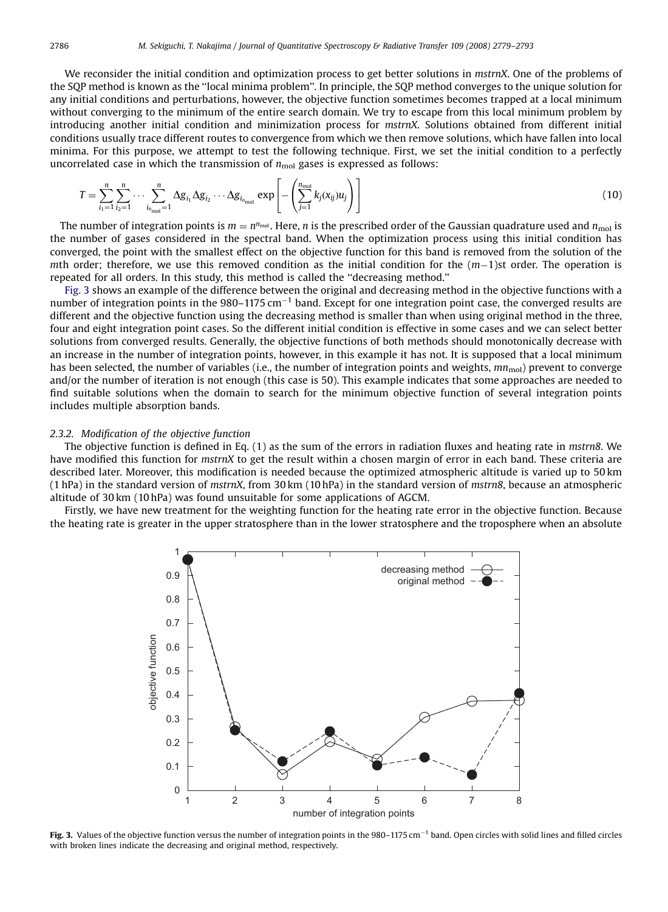We reconsider the initial condition and optimization process to get better solutions in *mstrnX*. One of the problems of the SQP method is known as the ''local minima problem''. In principle, the SQP method converges to the unique solution for any initial conditions and perturbations, however, the objective function sometimes becomes trapped at a local minimum without converging to the minimum of the entire search domain. We try to escape from this local minimum problem by introducing another initial condition and minimization process for *mstrnX*. Solutions obtained from different initial conditions usually trace different routes to convergence from which we then remove solutions, which have fallen into local minima. For this purpose, we attempt to test the following technique. First, we set the initial condition to a perfectly uncorrelated case in which the transmission of $n_{\mathrm{mol}}$ gases is expressed as follows:

$$T = \sum_{i_1=1}^{n} \sum_{i_2=1}^{n} \cdots \sum_{i_{n_{\mathrm{mol}}}=1}^{n} \Delta g_{i_1} \Delta g_{i_2} \cdots \Delta g_{i_{n_{\mathrm{mol}}}} \exp\left[ -\left( \sum_{j=1}^{n_{\mathrm{mol}}} k_j(x_{ij}) u_j \right) \right] \tag{10}$$

The number of integration points is $m = n^{n_{\mathrm{mol}}}$. Here, $n$ is the prescribed order of the Gaussian quadrature used and $n_{\mathrm{mol}}$ is the number of gases considered in the spectral band. When the optimization process using this initial condition has converged, the point with the smallest effect on the objective function for this band is removed from the solution of the $m$th order; therefore, we use this removed condition as the initial condition for the $(m-1)$st order. The operation is repeated for all orders. In this study, this method is called the ''decreasing method.''

Fig. 3 shows an example of the difference between the original and decreasing method in the objective functions with a number of integration points in the 980–1175 $\mathrm{cm}^{-1}$ band. Except for one integration point case, the converged results are different and the objective function using the decreasing method is smaller than when using original method in the three, four and eight integration point cases. So the different initial condition is effective in some cases and we can select better solutions from converged results. Generally, the objective functions of both methods should monotonically decrease with an increase in the number of integration points, however, in this example it has not. It is supposed that a local minimum has been selected, the number of variables (i.e., the number of integration points and weights, $mn_{\mathrm{mol}}$) prevent to converge and/or the number of iteration is not enough (this case is 50). This example indicates that some approaches are needed to find suitable solutions when the domain to search for the minimum objective function of several integration points includes multiple absorption bands.

### 2.3.2. Modification of the objective function

The objective function is defined in Eq. (1) as the sum of the errors in radiation fluxes and heating rate in *mstrn8*. We have modified this function for *mstrnX* to get the result within a chosen margin of error in each band. These criteria are described later. Moreover, this modification is needed because the optimized atmospheric altitude is varied up to 50 km (1 hPa) in the standard version of *mstrnX*, from 30 km (10 hPa) in the standard version of *mstrn8*, because an atmospheric altitude of 30 km (10 hPa) was found unsuitable for some applications of AGCM.

Firstly, we have new treatment for the weighting function for the heating rate error in the objective function. Because the heating rate is greater in the upper stratosphere than in the lower stratosphere and the troposphere when an absolute

**Fig. 3.** Values of the objective function versus the number of integration points in the 980–1175 $\mathrm{cm}^{-1}$ band. Open circles with solid lines and filled circles with broken lines indicate the decreasing and original method, respectively.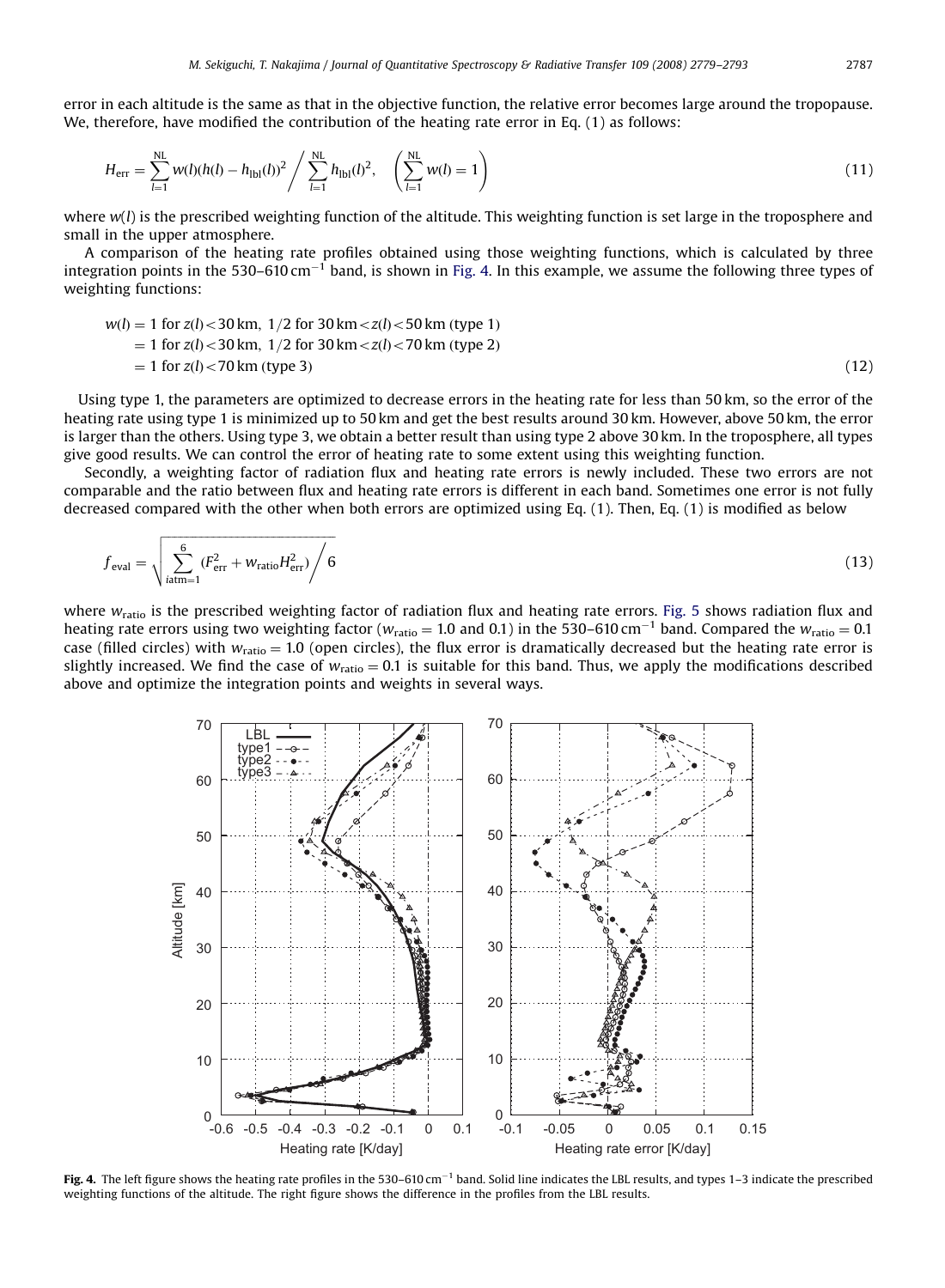error in each altitude is the same as that in the objective function, the relative error becomes large around the tropopause. We, therefore, have modified the contribution of the heating rate error in Eq. (1) as follows:

$$H_{\mathrm{err}} = \sum_{l=1}^{\mathrm{NL}} w(l)(h(l) - h_{\mathrm{lbl}}(l))^2 \Bigg/ \sum_{l=1}^{\mathrm{NL}} h_{\mathrm{lbl}}(l)^2, \quad \left( \sum_{l=1}^{\mathrm{NL}} w(l) = 1 \right) \tag{11}$$

where $w(l)$ is the prescribed weighting function of the altitude. This weighting function is set large in the troposphere and small in the upper atmosphere.

A comparison of the heating rate profiles obtained using those weighting functions, which is calculated by three integration points in the 530–610 cm$^{-1}$ band, is shown in Fig. 4. In this example, we assume the following three types of weighting functions:

$$\begin{aligned} w(l) &= 1 \text{ for } z(l) < 30\,\text{km},\ 1/2 \text{ for } 30\,\text{km} < z(l) < 50\,\text{km (type 1)} \\ &= 1 \text{ for } z(l) < 30\,\text{km},\ 1/2 \text{ for } 30\,\text{km} < z(l) < 70\,\text{km (type 2)} \\ &= 1 \text{ for } z(l) < 70\,\text{km (type 3)} \end{aligned} \tag{12}$$

Using type 1, the parameters are optimized to decrease errors in the heating rate for less than 50 km, so the error of the heating rate using type 1 is minimized up to 50 km and get the best results around 30 km. However, above 50 km, the error is larger than the others. Using type 3, we obtain a better result than using type 2 above 30 km. In the troposphere, all types give good results. We can control the error of heating rate to some extent using this weighting function.

Secondly, a weighting factor of radiation flux and heating rate errors is newly included. These two errors are not comparable and the ratio between flux and heating rate errors is different in each band. Sometimes one error is not fully decreased compared with the other when both errors are optimized using Eq. (1). Then, Eq. (1) is modified as below

$$f_{\mathrm{eval}} = \sqrt{\sum_{i\mathrm{atm}=1}^{6} (F_{\mathrm{err}}^2 + w_{\mathrm{ratio}} H_{\mathrm{err}}^2) \Bigg/ 6} \tag{13}$$

where $w_{\mathrm{ratio}}$ is the prescribed weighting factor of radiation flux and heating rate errors. Fig. 5 shows radiation flux and heating rate errors using two weighting factor ($w_{\mathrm{ratio}} = 1.0$ and 0.1) in the 530–610 cm$^{-1}$ band. Compared the $w_{\mathrm{ratio}} = 0.1$ case (filled circles) with $w_{\mathrm{ratio}} = 1.0$ (open circles), the flux error is dramatically decreased but the heating rate error is slightly increased. We find the case of $w_{\mathrm{ratio}} = 0.1$ is suitable for this band. Thus, we apply the modifications described above and optimize the integration points and weights in several ways.

**Fig. 4.** The left figure shows the heating rate profiles in the 530–610 cm$^{-1}$ band. Solid line indicates the LBL results, and types 1–3 indicate the prescribed weighting functions of the altitude. The right figure shows the difference in the profiles from the LBL results.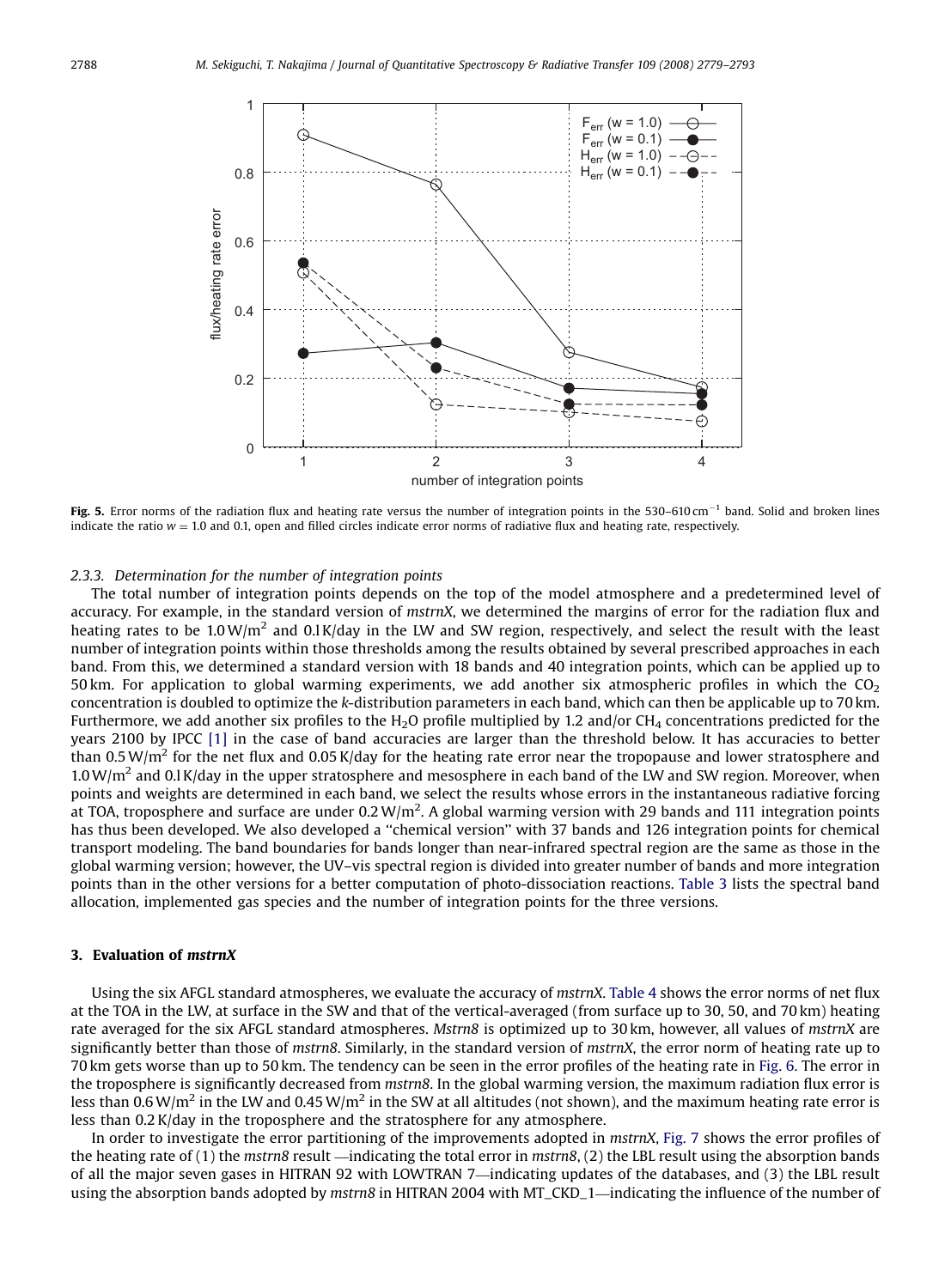Fig. 5. Error norms of the radiation flux and heating rate versus the number of integration points in the 530–610 $cm^{-1}$ band. Solid and broken lines indicate the ratio $w = 1.0$ and 0.1, open and filled circles indicate error norms of radiative flux and heating rate, respectively.

### 2.3.3. Determination for the number of integration points

The total number of integration points depends on the top of the model atmosphere and a predetermined level of accuracy. For example, in the standard version of *mstrnX*, we determined the margins of error for the radiation flux and heating rates to be 1.0 $W/m^2$ and 0.1 K/day in the LW and SW region, respectively, and select the result with the least number of integration points within those thresholds among the results obtained by several prescribed approaches in each band. From this, we determined a standard version with 18 bands and 40 integration points, which can be applied up to 50 km. For application to global warming experiments, we add another six atmospheric profiles in which the $CO_2$ concentration is doubled to optimize the *k*-distribution parameters in each band, which can then be applicable up to 70 km. Furthermore, we add another six profiles to the $H_2O$ profile multiplied by 1.2 and/or $CH_4$ concentrations predicted for the years 2100 by IPCC [1] in the case of band accuracies are larger than the threshold below. It has accuracies to better than 0.5 $W/m^2$ for the net flux and 0.05 K/day for the heating rate error near the tropopause and lower stratosphere and 1.0 $W/m^2$ and 0.1 K/day in the upper stratosphere and mesosphere in each band of the LW and SW region. Moreover, when points and weights are determined in each band, we select the results whose errors in the instantaneous radiative forcing at TOA, troposphere and surface are under 0.2 $W/m^2$. A global warming version with 29 bands and 111 integration points has thus been developed. We also developed a "chemical version" with 37 bands and 126 integration points for chemical transport modeling. The band boundaries for bands longer than near-infrared spectral region are the same as those in the global warming version; however, the UV–vis spectral region is divided into greater number of bands and more integration points than in the other versions for a better computation of photo-dissociation reactions. Table 3 lists the spectral band allocation, implemented gas species and the number of integration points for the three versions.

## 3. Evaluation of *mstrnX*

Using the six AFGL standard atmospheres, we evaluate the accuracy of *mstrnX*. Table 4 shows the error norms of net flux at the TOA in the LW, at surface in the SW and that of the vertical-averaged (from surface up to 30, 50, and 70 km) heating rate averaged for the six AFGL standard atmospheres. *Mstrn8* is optimized up to 30 km, however, all values of *mstrnX* are significantly better than those of *mstrn8*. Similarly, in the standard version of *mstrnX*, the error norm of heating rate up to 70 km gets worse than up to 50 km. The tendency can be seen in the error profiles of the heating rate in Fig. 6. The error in the troposphere is significantly decreased from *mstrn8*. In the global warming version, the maximum radiation flux error is less than 0.6 $W/m^2$ in the LW and 0.45 $W/m^2$ in the SW at all altitudes (not shown), and the maximum heating rate error is less than 0.2 K/day in the troposphere and the stratosphere for any atmosphere.

In order to investigate the error partitioning of the improvements adopted in *mstrnX*, Fig. 7 shows the error profiles of the heating rate of (1) the *mstrn8* result —indicating the total error in *mstrn8*, (2) the LBL result using the absorption bands of all the major seven gases in HITRAN 92 with LOWTRAN 7—indicating updates of the databases, and (3) the LBL result using the absorption bands adopted by *mstrn8* in HITRAN 2004 with MT_CKD_1—indicating the influence of the number of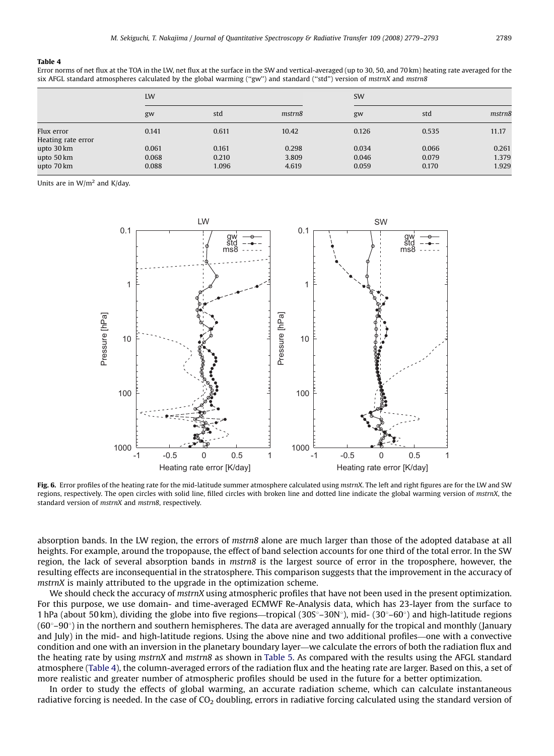**Table 4**
Error norms of net flux at the TOA in the LW, net flux at the surface in the SW and vertical-averaged (up to 30, 50, and 70 km) heating rate averaged for the six AFGL standard atmospheres calculated by the global warming ("gw") and standard ("std") version of *mstrnX* and *mstrn8*

| | LW | | | SW | | |
|---|---|---|---|---|---|---|
| | gw | std | *mstrn8* | gw | std | *mstrn8* |
| Flux error | 0.141 | 0.611 | 10.42 | 0.126 | 0.535 | 11.17 |
| Heating rate error | | | | | | |
| upto 30 km | 0.061 | 0.161 | 0.298 | 0.034 | 0.066 | 0.261 |
| upto 50 km | 0.068 | 0.210 | 3.809 | 0.046 | 0.079 | 1.379 |
| upto 70 km | 0.088 | 1.096 | 4.619 | 0.059 | 0.170 | 1.929 |

Units are in W/m$^2$ and K/day.

**Fig. 6.** Error profiles of the heating rate for the mid-latitude summer atmosphere calculated using *mstrnX*. The left and right figures are for the LW and SW regions, respectively. The open circles with solid line, filled circles with broken line and dotted line indicate the global warming version of *mstrnX*, the standard version of *mstrnX* and *mstrn8*, respectively.

absorption bands. In the LW region, the errors of *mstrn8* alone are much larger than those of the adopted database at all heights. For example, around the tropopause, the effect of band selection accounts for one third of the total error. In the SW region, the lack of several absorption bands in *mstrn8* is the largest source of error in the troposphere, however, the resulting effects are inconsequential in the stratosphere. This comparison suggests that the improvement in the accuracy of *mstrnX* is mainly attributed to the upgrade in the optimization scheme.

We should check the accuracy of *mstrnX* using atmospheric profiles that have not been used in the present optimization. For this purpose, we use domain- and time-averaged ECMWF Re-Analysis data, which has 23-layer from the surface to 1 hPa (about 50 km), dividing the globe into five regions—tropical (30S°–30N°), mid- (30°–60°) and high-latitude regions (60°–90°) in the northern and southern hemispheres. The data are averaged annually for the tropical and monthly (January and July) in the mid- and high-latitude regions. Using the above nine and two additional profiles—one with a convective condition and one with an inversion in the planetary boundary layer—we calculate the errors of both the radiation flux and the heating rate by using *mstrnX* and *mstrn8* as shown in Table 5. As compared with the results using the AFGL standard atmosphere (Table 4), the column-averaged errors of the radiation flux and the heating rate are larger. Based on this, a set of more realistic and greater number of atmospheric profiles should be used in the future for a better optimization.

In order to study the effects of global warming, an accurate radiation scheme, which can calculate instantaneous radiative forcing is needed. In the case of $CO_2$ doubling, errors in radiative forcing calculated using the standard version of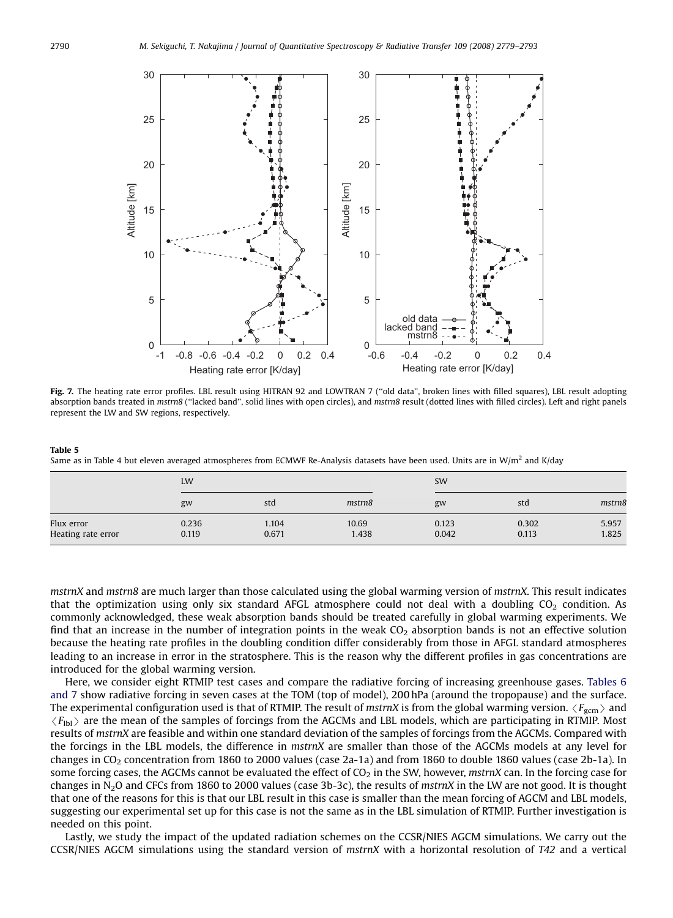**Fig. 7.** The heating rate error profiles. LBL result using HITRAN 92 and LOWTRAN 7 ("old data", broken lines with filled squares), LBL result adopting absorption bands treated in *mstrn8* ("lacked band", solid lines with open circles), and *mstrn8* result (dotted lines with filled circles). Left and right panels represent the LW and SW regions, respectively.

**Table 5**
Same as in Table 4 but eleven averaged atmospheres from ECMWF Re-Analysis datasets have been used. Units are in W/m² and K/day

| | LW | | | SW | | |
|---|---|---|---|---|---|---|
| | gw | std | *mstrn8* | gw | std | *mstrn8* |
| Flux error | 0.236 | 1.104 | 10.69 | 0.123 | 0.302 | 5.957 |
| Heating rate error | 0.119 | 0.671 | 1.438 | 0.042 | 0.113 | 1.825 |

*mstrnX* and *mstrn8* are much larger than those calculated using the global warming version of *mstrnX*. This result indicates that the optimization using only six standard AFGL atmosphere could not deal with a doubling $CO_2$ condition. As commonly acknowledged, these weak absorption bands should be treated carefully in global warming experiments. We find that an increase in the number of integration points in the weak $CO_2$ absorption bands is not an effective solution because the heating rate profiles in the doubling condition differ considerably from those in AFGL standard atmospheres leading to an increase in error in the stratosphere. This is the reason why the different profiles in gas concentrations are introduced for the global warming version.

Here, we consider eight RTMIP test cases and compare the radiative forcing of increasing greenhouse gases. Tables 6 and 7 show radiative forcing in seven cases at the TOM (top of model), 200 hPa (around the tropopause) and the surface. The experimental configuration used is that of RTMIP. The result of *mstrnX* is from the global warming version. $\langle F_{\rm gcm} \rangle$ and $\langle F_{\rm lbl} \rangle$ are the mean of the samples of forcings from the AGCMs and LBL models, which are participating in RTMIP. Most results of *mstrnX* are feasible and within one standard deviation of the samples of forcings from the AGCMs. Compared with the forcings in the LBL models, the difference in *mstrnX* are smaller than those of the AGCMs models at any level for changes in $CO_2$ concentration from 1860 to 2000 values (case 2a-1a) and from 1860 to double 1860 values (case 2b-1a). In some forcing cases, the AGCMs cannot be evaluated the effect of $CO_2$ in the SW, however, *mstrnX* can. In the forcing case for changes in $N_2O$ and CFCs from 1860 to 2000 values (case 3b-3c), the results of *mstrnX* in the LW are not good. It is thought that one of the reasons for this is that our LBL result in this case is smaller than the mean forcing of AGCM and LBL models, suggesting our experimental set up for this case is not the same as in the LBL simulation of RTMIP. Further investigation is needed on this point.

Lastly, we study the impact of the updated radiation schemes on the CCSR/NIES AGCM simulations. We carry out the CCSR/NIES AGCM simulations using the standard version of *mstrnX* with a horizontal resolution of *T42* and a vertical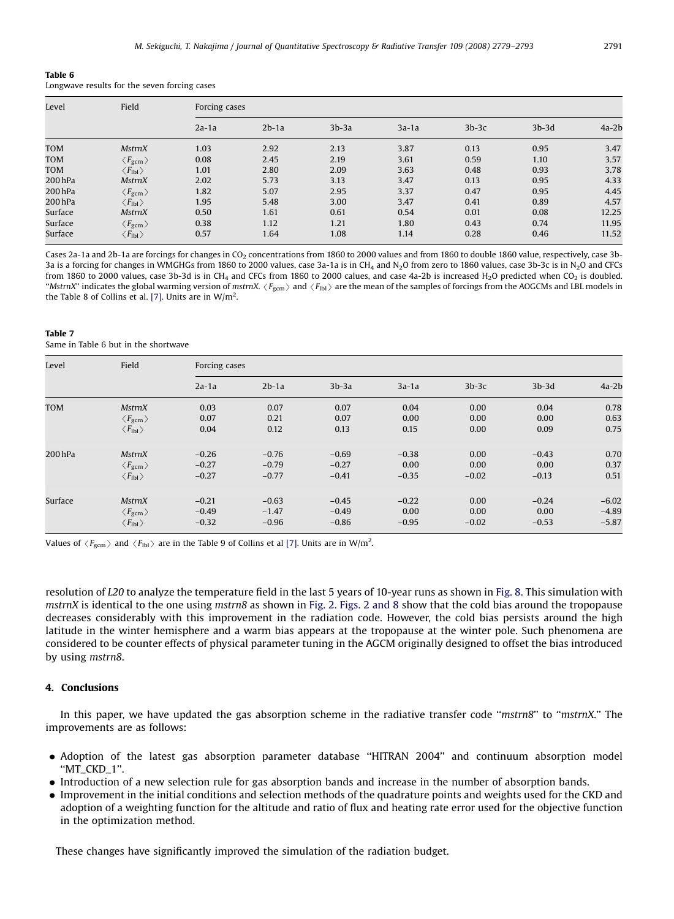**Table 6**
Longwave results for the seven forcing cases

| Level | Field | Forcing cases | | | | | | |
|---|---|---|---|---|---|---|---|---|
| | | 2a-1a | 2b-1a | 3b-3a | 3a-1a | 3b-3c | 3b-3d | 4a-2b |
| TOM | *MstrnX* | 1.03 | 2.92 | 2.13 | 3.87 | 0.13 | 0.95 | 3.47 |
| TOM | $\langle F_{\mathrm{gcm}} \rangle$ | 0.08 | 2.45 | 2.19 | 3.61 | 0.59 | 1.10 | 3.57 |
| TOM | $\langle F_{\mathrm{lbl}} \rangle$ | 1.01 | 2.80 | 2.09 | 3.63 | 0.48 | 0.93 | 3.78 |
| 200 hPa | *MstrnX* | 2.02 | 5.73 | 3.13 | 3.47 | 0.13 | 0.95 | 4.33 |
| 200 hPa | $\langle F_{\mathrm{gcm}} \rangle$ | 1.82 | 5.07 | 2.95 | 3.37 | 0.47 | 0.95 | 4.45 |
| 200 hPa | $\langle F_{\mathrm{lbl}} \rangle$ | 1.95 | 5.48 | 3.00 | 3.47 | 0.41 | 0.89 | 4.57 |
| Surface | *MstrnX* | 0.50 | 1.61 | 0.61 | 0.54 | 0.01 | 0.08 | 12.25 |
| Surface | $\langle F_{\mathrm{gcm}} \rangle$ | 0.38 | 1.12 | 1.21 | 1.80 | 0.43 | 0.74 | 11.95 |
| Surface | $\langle F_{\mathrm{lbl}} \rangle$ | 0.57 | 1.64 | 1.08 | 1.14 | 0.28 | 0.46 | 11.52 |

Cases 2a-1a and 2b-1a are forcings for changes in $CO_2$ concentrations from 1860 to 2000 values and from 1860 to double 1860 value, respectively, case 3b-3a is a forcing for changes in WMGHGs from 1860 to 2000 values, case 3a-1a is in $CH_4$ and $N_2O$ from zero to 1860 values, case 3b-3c is in $N_2O$ and CFCs from 1860 to 2000 values, case 3b-3d is in $CH_4$ and CFCs from 1860 to 2000 calues, and case 4a-2b is increased $H_2O$ predicted when $CO_2$ is doubled. "*MstrnX*" indicates the global warming version of *mstrnX*. $\langle F_{\mathrm{gcm}} \rangle$ and $\langle F_{\mathrm{lbl}} \rangle$ are the mean of the samples of forcings from the AOGCMs and LBL models in the Table 8 of Collins et al. [7]. Units are in $\mathrm{W/m^2}$.

**Table 7**
Same in Table 6 but in the shortwave

| Level | Field | Forcing cases | | | | | | |
|---|---|---|---|---|---|---|---|---|
| | | 2a-1a | 2b-1a | 3b-3a | 3a-1a | 3b-3c | 3b-3d | 4a-2b |
| TOM | *MstrnX* | 0.03 | 0.07 | 0.07 | 0.04 | 0.00 | 0.04 | 0.78 |
| | $\langle F_{\mathrm{gcm}} \rangle$ | 0.07 | 0.21 | 0.07 | 0.00 | 0.00 | 0.00 | 0.63 |
| | $\langle F_{\mathrm{lbl}} \rangle$ | 0.04 | 0.12 | 0.13 | 0.15 | 0.00 | 0.09 | 0.75 |
| 200 hPa | *MstrnX* | −0.26 | −0.76 | −0.69 | −0.38 | 0.00 | −0.43 | 0.70 |
| | $\langle F_{\mathrm{gcm}} \rangle$ | −0.27 | −0.79 | −0.27 | 0.00 | 0.00 | 0.00 | 0.37 |
| | $\langle F_{\mathrm{lbl}} \rangle$ | −0.27 | −0.77 | −0.41 | −0.35 | −0.02 | −0.13 | 0.51 |
| Surface | *MstrnX* | −0.21 | −0.63 | −0.45 | −0.22 | 0.00 | −0.24 | −6.02 |
| | $\langle F_{\mathrm{gcm}} \rangle$ | −0.49 | −1.47 | −0.49 | 0.00 | 0.00 | 0.00 | −4.89 |
| | $\langle F_{\mathrm{lbl}} \rangle$ | −0.32 | −0.96 | −0.86 | −0.95 | −0.02 | −0.53 | −5.87 |

Values of $\langle F_{\mathrm{gcm}} \rangle$ and $\langle F_{\mathrm{lbl}} \rangle$ are in the Table 9 of Collins et al [7]. Units are in $\mathrm{W/m^2}$.

resolution of *L20* to analyze the temperature field in the last 5 years of 10-year runs as shown in Fig. 8. This simulation with *mstrnX* is identical to the one using *mstrn8* as shown in Fig. 2. Figs. 2 and 8 show that the cold bias around the tropopause decreases considerably with this improvement in the radiation code. However, the cold bias persists around the high latitude in the winter hemisphere and a warm bias appears at the tropopause at the winter pole. Such phenomena are considered to be counter effects of physical parameter tuning in the AGCM originally designed to offset the bias introduced by using *mstrn8*.

## 4. Conclusions

In this paper, we have updated the gas absorption scheme in the radiative transfer code "*mstrn8*" to "*mstrnX*." The improvements are as follows:

- Adoption of the latest gas absorption parameter database "HITRAN 2004" and continuum absorption model "MT_CKD_1".
- Introduction of a new selection rule for gas absorption bands and increase in the number of absorption bands.
- Improvement in the initial conditions and selection methods of the quadrature points and weights used for the CKD and adoption of a weighting function for the altitude and ratio of flux and heating rate error used for the objective function in the optimization method.

These changes have significantly improved the simulation of the radiation budget.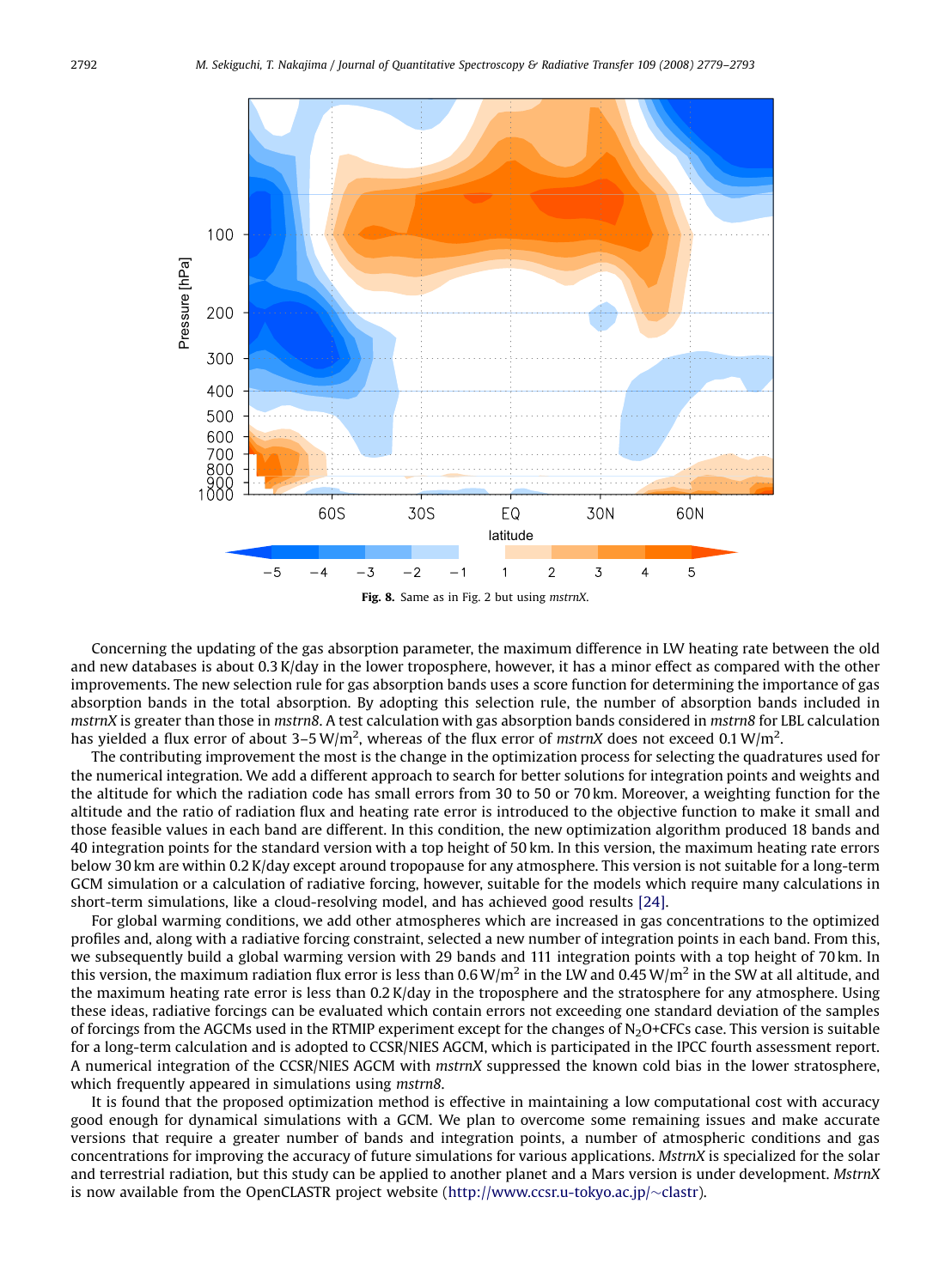**Fig. 8.** Same as in Fig. 2 but using *mstrnX*.

Concerning the updating of the gas absorption parameter, the maximum difference in LW heating rate between the old and new databases is about 0.3 K/day in the lower troposphere, however, it has a minor effect as compared with the other improvements. The new selection rule for gas absorption bands uses a score function for determining the importance of gas absorption bands in the total absorption. By adopting this selection rule, the number of absorption bands included in *mstrnX* is greater than those in *mstrn8*. A test calculation with gas absorption bands considered in *mstrn8* for LBL calculation has yielded a flux error of about 3–5 W/m$^2$, whereas of the flux error of *mstrnX* does not exceed 0.1 W/m$^2$.

The contributing improvement the most is the change in the optimization process for selecting the quadratures used for the numerical integration. We add a different approach to search for better solutions for integration points and weights and the altitude for which the radiation code has small errors from 30 to 50 or 70 km. Moreover, a weighting function for the altitude and the ratio of radiation flux and heating rate error is introduced to the objective function to make it small and those feasible values in each band are different. In this condition, the new optimization algorithm produced 18 bands and 40 integration points for the standard version with a top height of 50 km. In this version, the maximum heating rate errors below 30 km are within 0.2 K/day except around tropopause for any atmosphere. This version is not suitable for a long-term GCM simulation or a calculation of radiative forcing, however, suitable for the models which require many calculations in short-term simulations, like a cloud-resolving model, and has achieved good results [24].

For global warming conditions, we add other atmospheres which are increased in gas concentrations to the optimized profiles and, along with a radiative forcing constraint, selected a new number of integration points in each band. From this, we subsequently build a global warming version with 29 bands and 111 integration points with a top height of 70 km. In this version, the maximum radiation flux error is less than 0.6 W/m$^2$ in the LW and 0.45 W/m$^2$ in the SW at all altitude, and the maximum heating rate error is less than 0.2 K/day in the troposphere and the stratosphere for any atmosphere. Using these ideas, radiative forcings can be evaluated which contain errors not exceeding one standard deviation of the samples of forcings from the AGCMs used in the RTMIP experiment except for the changes of $N_2O$+CFCs case. This version is suitable for a long-term calculation and is adopted to CCSR/NIES AGCM, which is participated in the IPCC fourth assessment report. A numerical integration of the CCSR/NIES AGCM with *mstrnX* suppressed the known cold bias in the lower stratosphere, which frequently appeared in simulations using *mstrn8*.

It is found that the proposed optimization method is effective in maintaining a low computational cost with accuracy good enough for dynamical simulations with a GCM. We plan to overcome some remaining issues and make accurate versions that require a greater number of bands and integration points, a number of atmospheric conditions and gas concentrations for improving the accuracy of future simulations for various applications. *MstrnX* is specialized for the solar and terrestrial radiation, but this study can be applied to another planet and a Mars version is under development. *MstrnX* is now available from the OpenCLASTR project website (http://www.ccsr.u-tokyo.ac.jp/~clastr).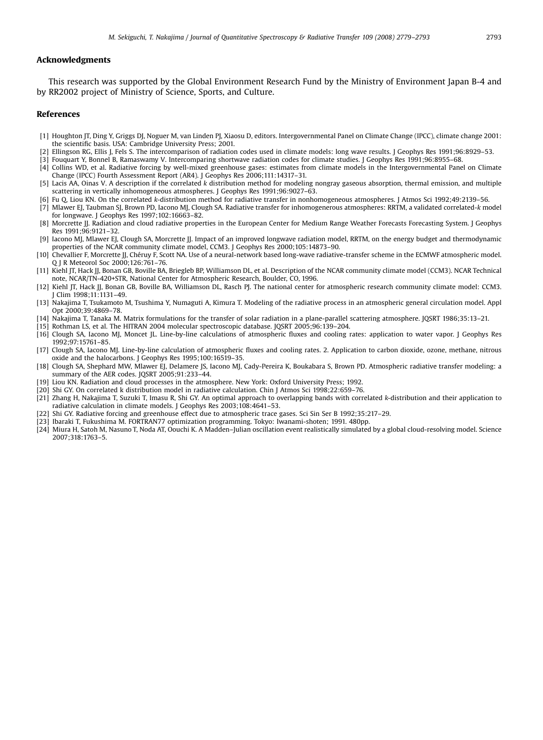## Acknowledgments

This research was supported by the Global Environment Research Fund by the Ministry of Environment Japan B-4 and by RR2002 project of Ministry of Science, Sports, and Culture.

## References

[1] Houghton JT, Ding Y, Griggs DJ, Noguer M, van Linden PJ, Xiaosu D, editors. Intergovernmental Panel on Climate Change (IPCC), climate change 2001: the scientific basis. USA: Cambridge University Press; 2001.

[2] Ellingson RG, Ellis J, Fels S. The intercomparison of radiation codes used in climate models: long wave results. J Geophys Res 1991;96:8929–53.

[3] Fouquart Y, Bonnel B, Ramaswamy V. Intercomparing shortwave radiation codes for climate studies. J Geophys Res 1991;96:8955–68.

[4] Collins WD, et al. Radiative forcing by well-mixed greenhouse gases: estimates from climate models in the Intergovernmental Panel on Climate Change (IPCC) Fourth Assessment Report (AR4). J Geophys Res 2006;111:14317–31.

[5] Lacis AA, Oinas V. A description if the correlated *k* distribution method for modeling nongray gaseous absorption, thermal emission, and multiple scattering in vertically inhomogeneous atmospheres. J Geophys Res 1991;96:9027–63.

[6] Fu Q, Liou KN. On the correlated *k*-distribution method for radiative transfer in nonhomogeneous atmospheres. J Atmos Sci 1992;49:2139–56.

[7] Mlawer EJ, Taubman SJ, Brown PD, Iacono MJ, Clough SA. Radiative transfer for inhomogenerous atmospheres: RRTM, a validated correlated-*k* model for longwave. J Geophys Res 1997;102:16663–82.

[8] Morcrette JJ. Radiation and cloud radiative properties in the European Center for Medium Range Weather Forecasts Forecasting System. J Geophys Res 1991;96:9121–32.

[9] Iacono MJ, Mlawer EJ, Clough SA, Morcrette JJ. Impact of an improved longwave radiation model, RRTM, on the energy budget and thermodynamic properties of the NCAR community climate model, CCM3. J Geophys Res 2000;105:14873–90.

[10] Chevallier F, Morcrette JJ, Chéruy F, Scott NA. Use of a neural-network based long-wave radiative-transfer scheme in the ECMWF atmospheric model. Q J R Meteorol Soc 2000;126:761–76.

[11] Kiehl JT, Hack JJ, Bonan GB, Boville BA, Briegleb BP, Williamson DL, et al. Description of the NCAR community climate model (CCM3). NCAR Technical note, NCAR/TN-420+STR, National Center for Atmospheric Research, Boulder, CO, 1996.

[12] Kiehl JT, Hack JJ, Bonan GB, Boville BA, Williamson DL, Rasch PJ. The national center for atmospheric research community climate model: CCM3. J Clim 1998;11:1131–49.

[13] Nakajima T, Tsukamoto M, Tsushima Y, Numaguti A, Kimura T. Modeling of the radiative process in an atmospheric general circulation model. Appl Opt 2000;39:4869–78.

[14] Nakajima T, Tanaka M. Matrix formulations for the transfer of solar radiation in a plane-parallel scattering atmosphere. JQSRT 1986;35:13–21.

[15] Rothman LS, et al. The HITRAN 2004 molecular spectroscopic database. JQSRT 2005;96:139–204.

[16] Clough SA, Iacono MJ, Moncet JL. Line-by-line calculations of atmospheric fluxes and cooling rates: application to water vapor. J Geophys Res 1992;97:15761–85.

[17] Clough SA, Iacono MJ. Line-by-line calculation of atmospheric fluxes and cooling rates. 2. Application to carbon dioxide, ozone, methane, nitrous oxide and the halocarbons. J Geophys Res 1995;100:16519–35.

[18] Clough SA, Shephard MW, Mlawer EJ, Delamere JS, Iacono MJ, Cady-Pereira K, Boukabara S, Brown PD. Atmospheric radiative transfer modeling: a summary of the AER codes. JQSRT 2005;91:233–44.

[19] Liou KN. Radiation and cloud processes in the atmosphere. New York: Oxford University Press; 1992.

[20] Shi GY. On correlated k distribution model in radiative calculation. Chin J Atmos Sci 1998;22:659–76.

[21] Zhang H, Nakajima T, Suzuki T, Imasu R, Shi GY. An optimal approach to overlapping bands with correlated *k*-distribution and their application to radiative calculation in climate models. J Geophys Res 2003;108:4641–53.

[22] Shi GY. Radiative forcing and greenhouse effect due to atmospheric trace gases. Sci Sin Ser B 1992;35:217–29.

[23] Ibaraki T, Fukushima M. FORTRAN77 optimization programming. Tokyo: Iwanami-shoten; 1991. 480pp.

[24] Miura H, Satoh M, Nasuno T, Noda AT, Oouchi K. A Madden–Julian oscillation event realistically simulated by a global cloud-resolving model. Science 2007;318:1763–5.